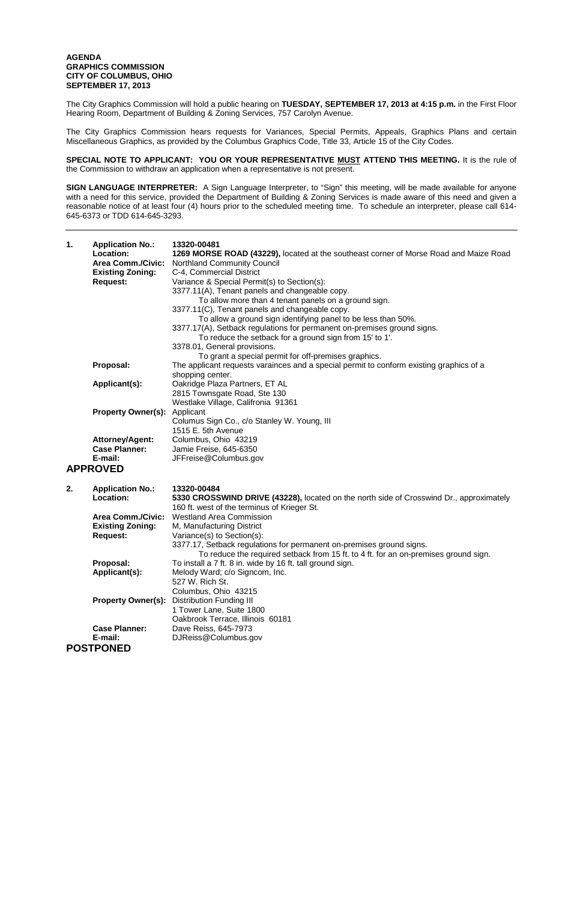**AGENDA**
**GRAPHICS COMMISSION**
**CITY OF COLUMBUS, OHIO**
**SEPTEMBER 17, 2013**

The City Graphics Commission will hold a public hearing on **TUESDAY, SEPTEMBER 17, 2013 at 4:15 p.m.** in the First Floor Hearing Room, Department of Building & Zoning Services, 757 Carolyn Avenue.

The City Graphics Commission hears requests for Variances, Special Permits, Appeals, Graphics Plans and certain Miscellaneous Graphics, as provided by the Columbus Graphics Code, Title 33, Article 15 of the City Codes.

**SPECIAL NOTE TO APPLICANT: YOU OR YOUR REPRESENTATIVE MUST ATTEND THIS MEETING.** It is the rule of the Commission to withdraw an application when a representative is not present.

**SIGN LANGUAGE INTERPRETER:** A Sign Language Interpreter, to "Sign" this meeting, will be made available for anyone with a need for this service, provided the Department of Building & Zoning Services is made aware of this need and given a reasonable notice of at least four (4) hours prior to the scheduled meeting time. To schedule an interpreter, please call 614-645-6373 or TDD 614-645-3293.

---

**1. Application No.:** **13320-00481**
**Location:** **1269 MORSE ROAD (43229),** located at the southeast corner of Morse Road and Maize Road
**Area Comm./Civic:** Northland Community Council
**Existing Zoning:** C-4, Commercial District
**Request:** Variance & Special Permit(s) to Section(s):
3377.11(A), Tenant panels and changeable copy.
To allow more than 4 tenant panels on a ground sign.
3377.11(C), Tenant panels and changeable copy.
To allow a ground sign identifying panel to be less than 50%.
3377.17(A), Setback regulations for permanent on-premises ground signs.
To reduce the setback for a ground sign from 15' to 1'.
3378.01, General provisions.
To grant a special permit for off-premises graphics.
**Proposal:** The applicant requests varainces and a special permit to conform existing graphics of a shopping center.
**Applicant(s):** Oakridge Plaza Partners, ET AL
2815 Townsgate Road, Ste 130
Westlake Village, Califronia 91361
**Property Owner(s):** Applicant
**Attorney/Agent:** Columus Sign Co., c/o Stanley W. Young, III
1515 E. 5th Avenue
Columbus, Ohio 43219
**Case Planner:** Jamie Freise, 645-6350
**E-mail:** JFFreise@Columbus.gov

**APPROVED**

**2. Application No.:** **13320-00484**
**Location:** **5330 CROSSWIND DRIVE (43228),** located on the north side of Crosswind Dr., approximately 160 ft. west of the terminus of Krieger St.
**Area Comm./Civic:** Westland Area Commission
**Existing Zoning:** M, Manufacturing District
**Request:** Variance(s) to Section(s):
3377.17, Setback regulations for permanent on-premises ground signs.
To reduce the required setback from 15 ft. to 4 ft. for an on-premises ground sign.
**Proposal:** To install a 7 ft. 8 in. wide by 16 ft. tall ground sign.
**Applicant(s):** Melody Ward; c/o Signcom, Inc.
527 W. Rich St.
Columbus, Ohio 43215
**Property Owner(s):** Distribution Funding III
1 Tower Lane, Suite 1800
Oakbrook Terrace, Illinois 60181
**Case Planner:** Dave Reiss, 645-7973
**E-mail:** DJReiss@Columbus.gov

**POSTPONED**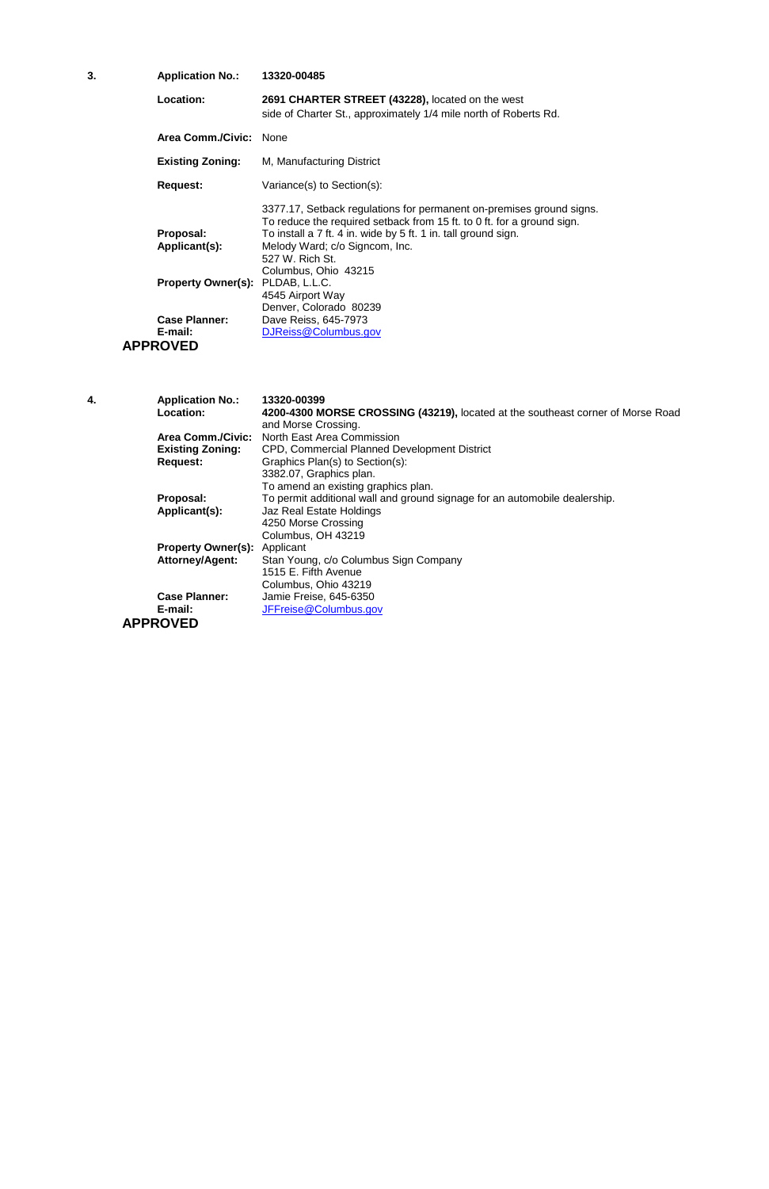**3.** **Application No.:** **13320-00485**

**Location:** **2691 CHARTER STREET (43228),** located on the west side of Charter St., approximately 1/4 mile north of Roberts Rd.

**Area Comm./Civic:** None

**Existing Zoning:** M, Manufacturing District

**Request:** Variance(s) to Section(s):

3377.17, Setback regulations for permanent on-premises ground signs.
To reduce the required setback from 15 ft. to 0 ft. for a ground sign.

**Proposal:** To install a 7 ft. 4 in. wide by 5 ft. 1 in. tall ground sign.

**Applicant(s):** Melody Ward; c/o Signcom, Inc.
527 W. Rich St.
Columbus, Ohio 43215

**Property Owner(s):** PLDAB, L.L.C.
4545 Airport Way
Denver, Colorado 80239

**Case Planner:** Dave Reiss, 645-7973

**E-mail:** DJReiss@Columbus.gov

**APPROVED**

**4.** **Application No.:** **13320-00399**

**Location:** **4200-4300 MORSE CROSSING (43219),** located at the southeast corner of Morse Road and Morse Crossing.

**Area Comm./Civic:** North East Area Commission

**Existing Zoning:** CPD, Commercial Planned Development District

**Request:** Graphics Plan(s) to Section(s):
3382.07, Graphics plan.
To amend an existing graphics plan.

**Proposal:** To permit additional wall and ground signage for an automobile dealership.

**Applicant(s):** Jaz Real Estate Holdings
4250 Morse Crossing
Columbus, OH 43219

**Property Owner(s):** Applicant

**Attorney/Agent:** Stan Young, c/o Columbus Sign Company
1515 E. Fifth Avenue
Columbus, Ohio 43219

**Case Planner:** Jamie Freise, 645-6350

**E-mail:** JFFreise@Columbus.gov

**APPROVED**